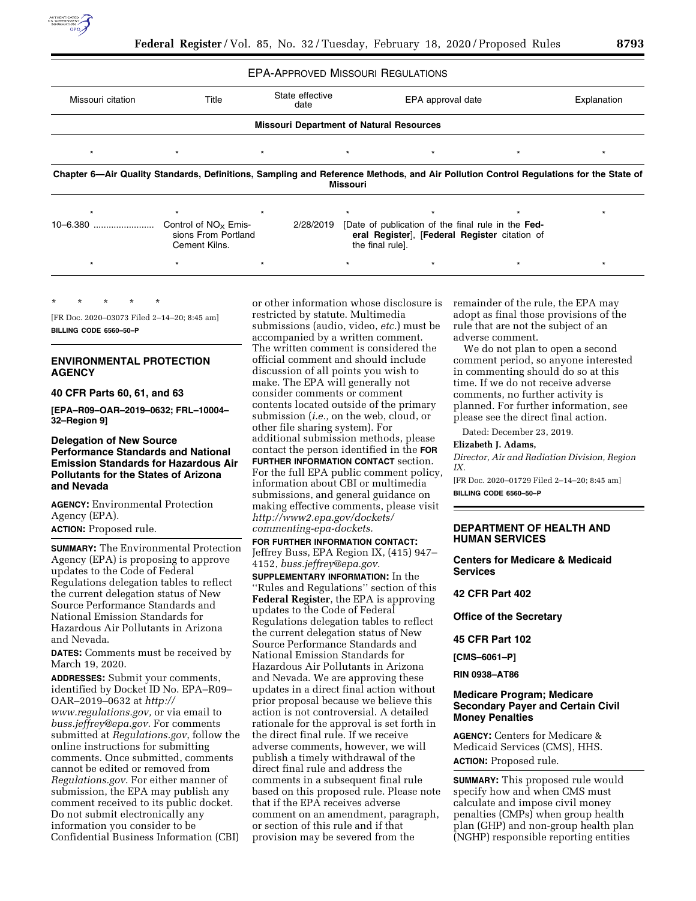EPA-APPROVED MISSOURI REGULATIONS

| Missouri citation | Title | State effective date | EPA approval date | Explanation |
|---|---|---|---|---|
| **Missouri Department of Natural Resources** | | | | |
| * * * * * * * | | | | |
| **Chapter 6—Air Quality Standards, Definitions, Sampling and Reference Methods, and Air Pollution Control Regulations for the State of Missouri** | | | | |
| * * * * * * * | | | | |
| 10–6.380 | Control of $NO_X$ Emissions From Portland Cement Kilns. | 2/28/2019 | [Date of publication of the final rule in the **Federal Register**], [**Federal Register** citation of the final rule]. | |
| * * * * * * * | | | | |

\* \* \* \* \*

[FR Doc. 2020–03073 Filed 2–14–20; 8:45 am]

**BILLING CODE 6560–50–P**

## ENVIRONMENTAL PROTECTION AGENCY

### 40 CFR Parts 60, 61, and 63

**[EPA–R09–OAR–2019–0632; FRL–10004–32–Region 9]**

### Delegation of New Source Performance Standards and National Emission Standards for Hazardous Air Pollutants for the States of Arizona and Nevada

**AGENCY:** Environmental Protection Agency (EPA).

**ACTION:** Proposed rule.

**SUMMARY:** The Environmental Protection Agency (EPA) is proposing to approve updates to the Code of Federal Regulations delegation tables to reflect the current delegation status of New Source Performance Standards and National Emission Standards for Hazardous Air Pollutants in Arizona and Nevada.

**DATES:** Comments must be received by March 19, 2020.

**ADDRESSES:** Submit your comments, identified by Docket ID No. EPA–R09–OAR–2019–0632 at *http://www.regulations.gov,* or via email to *buss.jeffrey@epa.gov.* For comments submitted at *Regulations.gov*, follow the online instructions for submitting comments. Once submitted, comments cannot be edited or removed from *Regulations.gov*. For either manner of submission, the EPA may publish any comment received to its public docket. Do not submit electronically any information you consider to be Confidential Business Information (CBI) or other information whose disclosure is restricted by statute. Multimedia submissions (audio, video, *etc.*) must be accompanied by a written comment. The written comment is considered the official comment and should include discussion of all points you wish to make. The EPA will generally not consider comments or comment contents located outside of the primary submission (*i.e.,* on the web, cloud, or other file sharing system). For additional submission methods, please contact the person identified in the **FOR FURTHER INFORMATION CONTACT** section. For the full EPA public comment policy, information about CBI or multimedia submissions, and general guidance on making effective comments, please visit *http://www2.epa.gov/dockets/commenting-epa-dockets.*

**FOR FURTHER INFORMATION CONTACT:** Jeffrey Buss, EPA Region IX, (415) 947–4152, *buss.jeffrey@epa.gov.*

**SUPPLEMENTARY INFORMATION:** In the ''Rules and Regulations'' section of this **Federal Register**, the EPA is approving updates to the Code of Federal Regulations delegation tables to reflect the current delegation status of New Source Performance Standards and National Emission Standards for Hazardous Air Pollutants in Arizona and Nevada. We are approving these updates in a direct final action without prior proposal because we believe this action is not controversial. A detailed rationale for the approval is set forth in the direct final rule. If we receive adverse comments, however, we will publish a timely withdrawal of the direct final rule and address the comments in a subsequent final rule based on this proposed rule. Please note that if the EPA receives adverse comment on an amendment, paragraph, or section of this rule and if that provision may be severed from the remainder of the rule, the EPA may adopt as final those provisions of the rule that are not the subject of an adverse comment.

We do not plan to open a second comment period, so anyone interested in commenting should do so at this time. If we do not receive adverse comments, no further activity is planned. For further information, see please see the direct final action.

Dated: December 23, 2019.

**Elizabeth J. Adams,**

*Director, Air and Radiation Division, Region IX.*

[FR Doc. 2020–01729 Filed 2–14–20; 8:45 am]

**BILLING CODE 6560–50–P**

## DEPARTMENT OF HEALTH AND HUMAN SERVICES

### Centers for Medicare & Medicaid Services

### 42 CFR Part 402

### Office of the Secretary

### 45 CFR Part 102

**[CMS–6061–P]**

**RIN 0938–AT86**

### Medicare Program; Medicare Secondary Payer and Certain Civil Money Penalties

**AGENCY:** Centers for Medicare & Medicaid Services (CMS), HHS.

**ACTION:** Proposed rule.

**SUMMARY:** This proposed rule would specify how and when CMS must calculate and impose civil money penalties (CMPs) when group health plan (GHP) and non-group health plan (NGHP) responsible reporting entities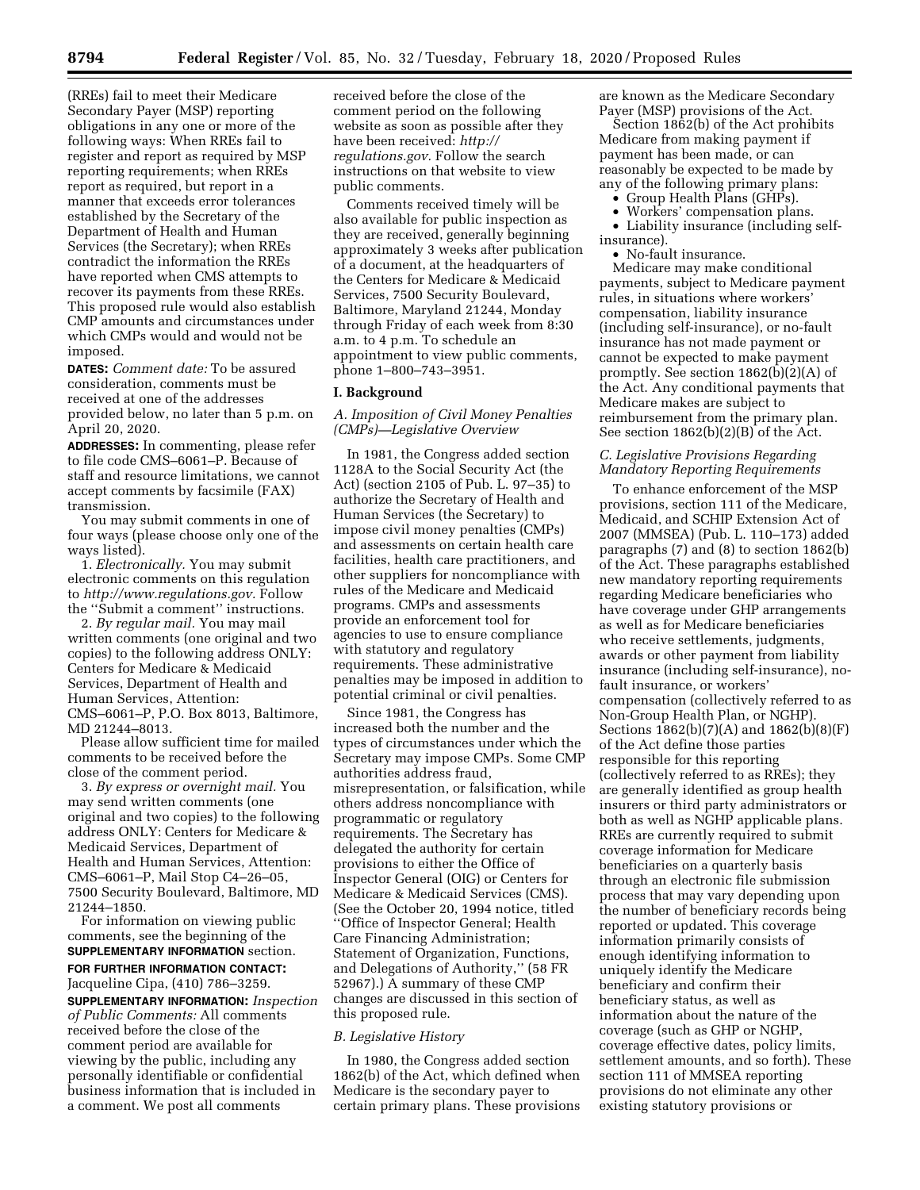(RREs) fail to meet their Medicare Secondary Payer (MSP) reporting obligations in any one or more of the following ways: When RREs fail to register and report as required by MSP reporting requirements; when RREs report as required, but report in a manner that exceeds error tolerances established by the Secretary of the Department of Health and Human Services (the Secretary); when RREs contradict the information the RREs have reported when CMS attempts to recover its payments from these RREs. This proposed rule would also establish CMP amounts and circumstances under which CMPs would and would not be imposed.

**DATES:** *Comment date:* To be assured consideration, comments must be received at one of the addresses provided below, no later than 5 p.m. on April 20, 2020.

**ADDRESSES:** In commenting, please refer to file code CMS–6061–P. Because of staff and resource limitations, we cannot accept comments by facsimile (FAX) transmission.

You may submit comments in one of four ways (please choose only one of the ways listed).

1. *Electronically.* You may submit electronic comments on this regulation to *http://www.regulations.gov.* Follow the ''Submit a comment'' instructions.

2. *By regular mail.* You may mail written comments (one original and two copies) to the following address ONLY: Centers for Medicare & Medicaid Services, Department of Health and Human Services, Attention: CMS–6061–P, P.O. Box 8013, Baltimore, MD 21244–8013.

Please allow sufficient time for mailed comments to be received before the close of the comment period.

3. *By express or overnight mail.* You may send written comments (one original and two copies) to the following address ONLY: Centers for Medicare & Medicaid Services, Department of Health and Human Services, Attention: CMS–6061–P, Mail Stop C4–26–05, 7500 Security Boulevard, Baltimore, MD 21244–1850.

For information on viewing public comments, see the beginning of the **SUPPLEMENTARY INFORMATION** section.

**FOR FURTHER INFORMATION CONTACT:** Jacqueline Cipa, (410) 786–3259.

**SUPPLEMENTARY INFORMATION:** *Inspection of Public Comments:* All comments received before the close of the comment period are available for viewing by the public, including any personally identifiable or confidential business information that is included in a comment. We post all comments received before the close of the comment period on the following website as soon as possible after they have been received: *http://regulations.gov.* Follow the search instructions on that website to view public comments.

Comments received timely will be also available for public inspection as they are received, generally beginning approximately 3 weeks after publication of a document, at the headquarters of the Centers for Medicare & Medicaid Services, 7500 Security Boulevard, Baltimore, Maryland 21244, Monday through Friday of each week from 8:30 a.m. to 4 p.m. To schedule an appointment to view public comments, phone 1–800–743–3951.

## I. Background

### *A. Imposition of Civil Money Penalties (CMPs)—Legislative Overview*

In 1981, the Congress added section 1128A to the Social Security Act (the Act) (section 2105 of Pub. L. 97–35) to authorize the Secretary of Health and Human Services (the Secretary) to impose civil money penalties (CMPs) and assessments on certain health care facilities, health care practitioners, and other suppliers for noncompliance with rules of the Medicare and Medicaid programs. CMPs and assessments provide an enforcement tool for agencies to use to ensure compliance with statutory and regulatory requirements. These administrative penalties may be imposed in addition to potential criminal or civil penalties.

Since 1981, the Congress has increased both the number and the types of circumstances under which the Secretary may impose CMPs. Some CMP authorities address fraud, misrepresentation, or falsification, while others address noncompliance with programmatic or regulatory requirements. The Secretary has delegated the authority for certain provisions to either the Office of Inspector General (OIG) or Centers for Medicare & Medicaid Services (CMS). (See the October 20, 1994 notice, titled ''Office of Inspector General; Health Care Financing Administration; Statement of Organization, Functions, and Delegations of Authority,'' (58 FR 52967).) A summary of these CMP changes are discussed in this section of this proposed rule.

### *B. Legislative History*

In 1980, the Congress added section 1862(b) of the Act, which defined when Medicare is the secondary payer to certain primary plans. These provisions are known as the Medicare Secondary Payer (MSP) provisions of the Act.

Section 1862(b) of the Act prohibits Medicare from making payment if payment has been made, or can reasonably be expected to be made by any of the following primary plans:

- Group Health Plans (GHPs).
- Workers' compensation plans.
- Liability insurance (including self-insurance).
- No-fault insurance.

Medicare may make conditional payments, subject to Medicare payment rules, in situations where workers' compensation, liability insurance (including self-insurance), or no-fault insurance has not made payment or cannot be expected to make payment promptly. See section 1862(b)(2)(A) of the Act. Any conditional payments that Medicare makes are subject to reimbursement from the primary plan. See section 1862(b)(2)(B) of the Act.

### *C. Legislative Provisions Regarding Mandatory Reporting Requirements*

To enhance enforcement of the MSP provisions, section 111 of the Medicare, Medicaid, and SCHIP Extension Act of 2007 (MMSEA) (Pub. L. 110–173) added paragraphs (7) and (8) to section 1862(b) of the Act. These paragraphs established new mandatory reporting requirements regarding Medicare beneficiaries who have coverage under GHP arrangements as well as for Medicare beneficiaries who receive settlements, judgments, awards or other payment from liability insurance (including self-insurance), no-fault insurance, or workers' compensation (collectively referred to as Non-Group Health Plan, or NGHP). Sections 1862(b)(7)(A) and 1862(b)(8)(F) of the Act define those parties responsible for this reporting (collectively referred to as RREs); they are generally identified as group health insurers or third party administrators or both as well as NGHP applicable plans. RREs are currently required to submit coverage information for Medicare beneficiaries on a quarterly basis through an electronic file submission process that may vary depending upon the number of beneficiary records being reported or updated. This coverage information primarily consists of enough identifying information to uniquely identify the Medicare beneficiary and confirm their beneficiary status, as well as information about the nature of the coverage (such as GHP or NGHP, coverage effective dates, policy limits, settlement amounts, and so forth). These section 111 of MMSEA reporting provisions do not eliminate any other existing statutory provisions or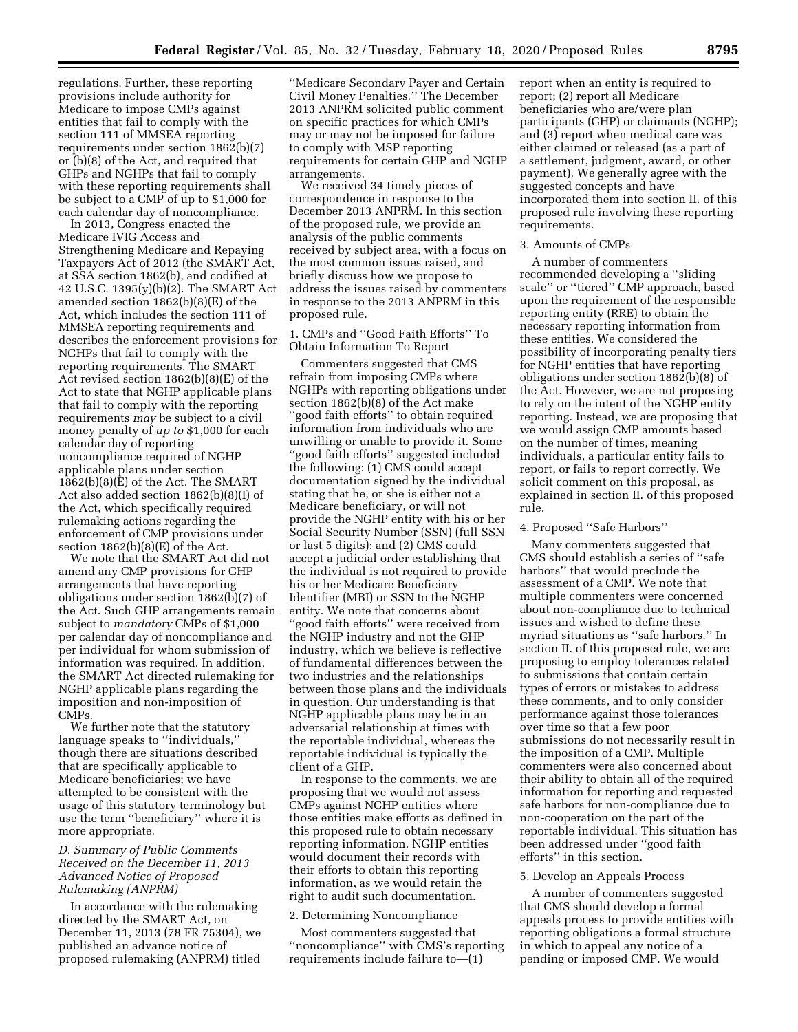regulations. Further, these reporting provisions include authority for Medicare to impose CMPs against entities that fail to comply with the section 111 of MMSEA reporting requirements under section 1862(b)(7) or (b)(8) of the Act, and required that GHPs and NGHPs that fail to comply with these reporting requirements shall be subject to a CMP of up to $1,000 for each calendar day of noncompliance.

In 2013, Congress enacted the Medicare IVIG Access and Strengthening Medicare and Repaying Taxpayers Act of 2012 (the SMART Act, at SSA section 1862(b), and codified at 42 U.S.C. 1395(y)(b)(2). The SMART Act amended section 1862(b)(8)(E) of the Act, which includes the section 111 of MMSEA reporting requirements and describes the enforcement provisions for NGHPs that fail to comply with the reporting requirements. The SMART Act revised section 1862(b)(8)(E) of the Act to state that NGHP applicable plans that fail to comply with the reporting requirements *may* be subject to a civil money penalty of *up to* $1,000 for each calendar day of reporting noncompliance required of NGHP applicable plans under section 1862(b)(8)(E) of the Act. The SMART Act also added section 1862(b)(8)(I) of the Act, which specifically required rulemaking actions regarding the enforcement of CMP provisions under section 1862(b)(8)(E) of the Act.

We note that the SMART Act did not amend any CMP provisions for GHP arrangements that have reporting obligations under section 1862(b)(7) of the Act. Such GHP arrangements remain subject to *mandatory* CMPs of $1,000 per calendar day of noncompliance and per individual for whom submission of information was required. In addition, the SMART Act directed rulemaking for NGHP applicable plans regarding the imposition and non-imposition of CMPs.

We further note that the statutory language speaks to ''individuals,'' though there are situations described that are specifically applicable to Medicare beneficiaries; we have attempted to be consistent with the usage of this statutory terminology but use the term ''beneficiary'' where it is more appropriate.

### *D. Summary of Public Comments Received on the December 11, 2013 Advanced Notice of Proposed Rulemaking (ANPRM)*

In accordance with the rulemaking directed by the SMART Act, on December 11, 2013 (78 FR 75304), we published an advance notice of proposed rulemaking (ANPRM) titled ''Medicare Secondary Payer and Certain Civil Money Penalties.'' The December 2013 ANPRM solicited public comment on specific practices for which CMPs may or may not be imposed for failure to comply with MSP reporting requirements for certain GHP and NGHP arrangements.

We received 34 timely pieces of correspondence in response to the December 2013 ANPRM. In this section of the proposed rule, we provide an analysis of the public comments received by subject area, with a focus on the most common issues raised, and briefly discuss how we propose to address the issues raised by commenters in response to the 2013 ANPRM in this proposed rule.

#### 1. CMPs and ''Good Faith Efforts'' To Obtain Information To Report

Commenters suggested that CMS refrain from imposing CMPs where NGHPs with reporting obligations under section 1862(b)(8) of the Act make ''good faith efforts'' to obtain required information from individuals who are unwilling or unable to provide it. Some ''good faith efforts'' suggested included the following: (1) CMS could accept documentation signed by the individual stating that he, or she is either not a Medicare beneficiary, or will not provide the NGHP entity with his or her Social Security Number (SSN) (full SSN or last 5 digits); and (2) CMS could accept a judicial order establishing that the individual is not required to provide his or her Medicare Beneficiary Identifier (MBI) or SSN to the NGHP entity. We note that concerns about ''good faith efforts'' were received from the NGHP industry and not the GHP industry, which we believe is reflective of fundamental differences between the two industries and the relationships between those plans and the individuals in question. Our understanding is that NGHP applicable plans may be in an adversarial relationship at times with the reportable individual, whereas the reportable individual is typically the client of a GHP.

In response to the comments, we are proposing that we would not assess CMPs against NGHP entities where those entities make efforts as defined in this proposed rule to obtain necessary reporting information. NGHP entities would document their records with their efforts to obtain this reporting information, as we would retain the right to audit such documentation.

#### 2. Determining Noncompliance

Most commenters suggested that ''noncompliance'' with CMS's reporting requirements include failure to—(1) report when an entity is required to report; (2) report all Medicare beneficiaries who are/were plan participants (GHP) or claimants (NGHP); and (3) report when medical care was either claimed or released (as a part of a settlement, judgment, award, or other payment). We generally agree with the suggested concepts and have incorporated them into section II. of this proposed rule involving these reporting requirements.

#### 3. Amounts of CMPs

A number of commenters recommended developing a ''sliding scale'' or ''tiered'' CMP approach, based upon the requirement of the responsible reporting entity (RRE) to obtain the necessary reporting information from these entities. We considered the possibility of incorporating penalty tiers for NGHP entities that have reporting obligations under section 1862(b)(8) of the Act. However, we are not proposing to rely on the intent of the NGHP entity reporting. Instead, we are proposing that we would assign CMP amounts based on the number of times, meaning individuals, a particular entity fails to report, or fails to report correctly. We solicit comment on this proposal, as explained in section II. of this proposed rule.

#### 4. Proposed ''Safe Harbors''

Many commenters suggested that CMS should establish a series of ''safe harbors'' that would preclude the assessment of a CMP. We note that multiple commenters were concerned about non-compliance due to technical issues and wished to define these myriad situations as ''safe harbors.'' In section II. of this proposed rule, we are proposing to employ tolerances related to submissions that contain certain types of errors or mistakes to address these comments, and to only consider performance against those tolerances over time so that a few poor submissions do not necessarily result in the imposition of a CMP. Multiple commenters were also concerned about their ability to obtain all of the required information for reporting and requested safe harbors for non-compliance due to non-cooperation on the part of the reportable individual. This situation has been addressed under ''good faith efforts'' in this section.

#### 5. Develop an Appeals Process

A number of commenters suggested that CMS should develop a formal appeals process to provide entities with reporting obligations a formal structure in which to appeal any notice of a pending or imposed CMP. We would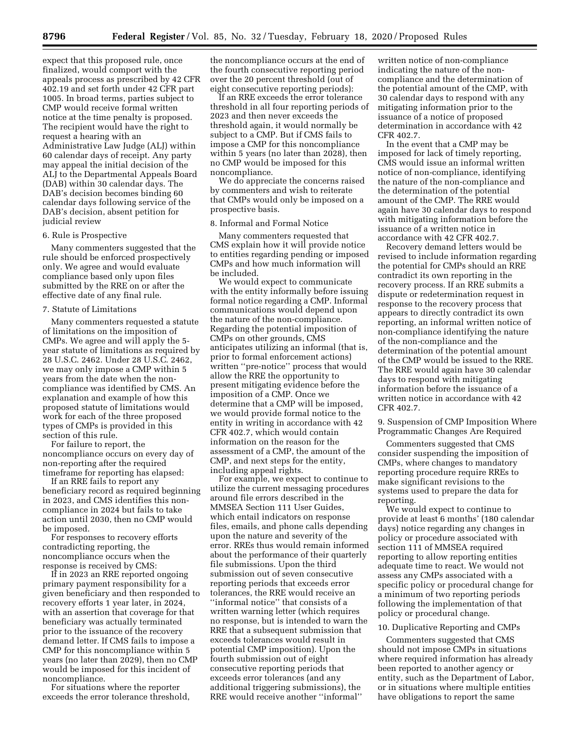expect that this proposed rule, once finalized, would comport with the appeals process as prescribed by 42 CFR 402.19 and set forth under 42 CFR part 1005. In broad terms, parties subject to CMP would receive formal written notice at the time penalty is proposed. The recipient would have the right to request a hearing with an Administrative Law Judge (ALJ) within 60 calendar days of receipt. Any party may appeal the initial decision of the ALJ to the Departmental Appeals Board (DAB) within 30 calendar days. The DAB's decision becomes binding 60 calendar days following service of the DAB's decision, absent petition for judicial review

6. Rule is Prospective

Many commenters suggested that the rule should be enforced prospectively only. We agree and would evaluate compliance based only upon files submitted by the RRE on or after the effective date of any final rule.

7. Statute of Limitations

Many commenters requested a statute of limitations on the imposition of CMPs. We agree and will apply the 5-year statute of limitations as required by 28 U.S.C. 2462. Under 28 U.S.C. 2462, we may only impose a CMP within 5 years from the date when the non-compliance was identified by CMS. An explanation and example of how this proposed statute of limitations would work for each of the three proposed types of CMPs is provided in this section of this rule.

For failure to report, the noncompliance occurs on every day of non-reporting after the required timeframe for reporting has elapsed:

If an RRE fails to report any beneficiary record as required beginning in 2023, and CMS identifies this non-compliance in 2024 but fails to take action until 2030, then no CMP would be imposed.

For responses to recovery efforts contradicting reporting, the noncompliance occurs when the response is received by CMS:

If in 2023 an RRE reported ongoing primary payment responsibility for a given beneficiary and then responded to recovery efforts 1 year later, in 2024, with an assertion that coverage for that beneficiary was actually terminated prior to the issuance of the recovery demand letter. If CMS fails to impose a CMP for this noncompliance within 5 years (no later than 2029), then no CMP would be imposed for this incident of noncompliance.

For situations where the reporter exceeds the error tolerance threshold, the noncompliance occurs at the end of the fourth consecutive reporting period over the 20 percent threshold (out of eight consecutive reporting periods):

If an RRE exceeds the error tolerance threshold in all four reporting periods of 2023 and then never exceeds the threshold again, it would normally be subject to a CMP. But if CMS fails to impose a CMP for this noncompliance within 5 years (no later than 2028), then no CMP would be imposed for this noncompliance.

We do appreciate the concerns raised by commenters and wish to reiterate that CMPs would only be imposed on a prospective basis.

8. Informal and Formal Notice

Many commenters requested that CMS explain how it will provide notice to entities regarding pending or imposed CMPs and how much information will be included.

We would expect to communicate with the entity informally before issuing formal notice regarding a CMP. Informal communications would depend upon the nature of the non-compliance. Regarding the potential imposition of CMPs on other grounds, CMS anticipates utilizing an informal (that is, prior to formal enforcement actions) written ''pre-notice'' process that would allow the RRE the opportunity to present mitigating evidence before the imposition of a CMP. Once we determine that a CMP will be imposed, we would provide formal notice to the entity in writing in accordance with 42 CFR 402.7, which would contain information on the reason for the assessment of a CMP, the amount of the CMP, and next steps for the entity, including appeal rights.

For example, we expect to continue to utilize the current messaging procedures around file errors described in the MMSEA Section 111 User Guides, which entail indicators on response files, emails, and phone calls depending upon the nature and severity of the error. RREs thus would remain informed about the performance of their quarterly file submissions. Upon the third submission out of seven consecutive reporting periods that exceeds error tolerances, the RRE would receive an ''informal notice'' that consists of a written warning letter (which requires no response, but is intended to warn the RRE that a subsequent submission that exceeds tolerances would result in potential CMP imposition). Upon the fourth submission out of eight consecutive reporting periods that exceeds error tolerances (and any additional triggering submissions), the RRE would receive another ''informal'' written notice of non-compliance indicating the nature of the non-compliance and the determination of the potential amount of the CMP, with 30 calendar days to respond with any mitigating information prior to the issuance of a notice of proposed determination in accordance with 42 CFR 402.7.

In the event that a CMP may be imposed for lack of timely reporting, CMS would issue an informal written notice of non-compliance, identifying the nature of the non-compliance and the determination of the potential amount of the CMP. The RRE would again have 30 calendar days to respond with mitigating information before the issuance of a written notice in accordance with 42 CFR 402.7.

Recovery demand letters would be revised to include information regarding the potential for CMPs should an RRE contradict its own reporting in the recovery process. If an RRE submits a dispute or redetermination request in response to the recovery process that appears to directly contradict its own reporting, an informal written notice of non-compliance identifying the nature of the non-compliance and the determination of the potential amount of the CMP would be issued to the RRE. The RRE would again have 30 calendar days to respond with mitigating information before the issuance of a written notice in accordance with 42 CFR 402.7.

9. Suspension of CMP Imposition Where Programmatic Changes Are Required

Commenters suggested that CMS consider suspending the imposition of CMPs, where changes to mandatory reporting procedure require RREs to make significant revisions to the systems used to prepare the data for reporting.

We would expect to continue to provide at least 6 months' (180 calendar days) notice regarding any changes in policy or procedure associated with section 111 of MMSEA required reporting to allow reporting entities adequate time to react. We would not assess any CMPs associated with a specific policy or procedural change for a minimum of two reporting periods following the implementation of that policy or procedural change.

10. Duplicative Reporting and CMPs

Commenters suggested that CMS should not impose CMPs in situations where required information has already been reported to another agency or entity, such as the Department of Labor, or in situations where multiple entities have obligations to report the same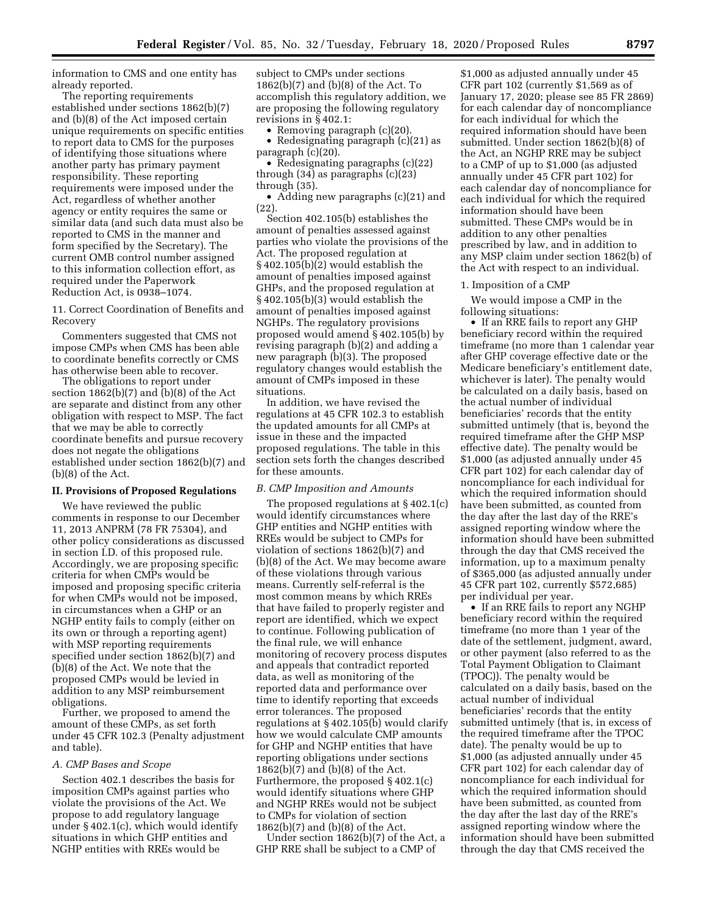information to CMS and one entity has already reported.

The reporting requirements established under sections 1862(b)(7) and (b)(8) of the Act imposed certain unique requirements on specific entities to report data to CMS for the purposes of identifying those situations where another party has primary payment responsibility. These reporting requirements were imposed under the Act, regardless of whether another agency or entity requires the same or similar data (and such data must also be reported to CMS in the manner and form specified by the Secretary). The current OMB control number assigned to this information collection effort, as required under the Paperwork Reduction Act, is 0938–1074.

11. Correct Coordination of Benefits and Recovery

Commenters suggested that CMS not impose CMPs when CMS has been able to coordinate benefits correctly or CMS has otherwise been able to recover.

The obligations to report under section 1862(b)(7) and (b)(8) of the Act are separate and distinct from any other obligation with respect to MSP. The fact that we may be able to correctly coordinate benefits and pursue recovery does not negate the obligations established under section 1862(b)(7) and (b)(8) of the Act.

## II. Provisions of Proposed Regulations

We have reviewed the public comments in response to our December 11, 2013 ANPRM (78 FR 75304), and other policy considerations as discussed in section I.D. of this proposed rule. Accordingly, we are proposing specific criteria for when CMPs would be imposed and proposing specific criteria for when CMPs would not be imposed, in circumstances when a GHP or an NGHP entity fails to comply (either on its own or through a reporting agent) with MSP reporting requirements specified under section 1862(b)(7) and (b)(8) of the Act. We note that the proposed CMPs would be levied in addition to any MSP reimbursement obligations.

Further, we proposed to amend the amount of these CMPs, as set forth under 45 CFR 102.3 (Penalty adjustment and table).

### *A. CMP Bases and Scope*

Section 402.1 describes the basis for imposition CMPs against parties who violate the provisions of the Act. We propose to add regulatory language under § 402.1(c), which would identify situations in which GHP entities and NGHP entities with RREs would be subject to CMPs under sections 1862(b)(7) and (b)(8) of the Act. To accomplish this regulatory addition, we are proposing the following regulatory revisions in § 402.1:

- Removing paragraph (c)(20).
- Redesignating paragraph (c)(21) as paragraph (c)(20).
- Redesignating paragraphs (c)(22) through (34) as paragraphs (c)(23) through (35).
- Adding new paragraphs (c)(21) and (22).

Section 402.105(b) establishes the amount of penalties assessed against parties who violate the provisions of the Act. The proposed regulation at § 402.105(b)(2) would establish the amount of penalties imposed against GHPs, and the proposed regulation at § 402.105(b)(3) would establish the amount of penalties imposed against NGHPs. The regulatory provisions proposed would amend § 402.105(b) by revising paragraph (b)(2) and adding a new paragraph (b)(3). The proposed regulatory changes would establish the amount of CMPs imposed in these situations.

In addition, we have revised the regulations at 45 CFR 102.3 to establish the updated amounts for all CMPs at issue in these and the impacted proposed regulations. The table in this section sets forth the changes described for these amounts.

### *B. CMP Imposition and Amounts*

The proposed regulations at § 402.1(c) would identify circumstances where GHP entities and NGHP entities with RREs would be subject to CMPs for violation of sections 1862(b)(7) and (b)(8) of the Act. We may become aware of these violations through various means. Currently self-referral is the most common means by which RREs that have failed to properly register and report are identified, which we expect to continue. Following publication of the final rule, we will enhance monitoring of recovery process disputes and appeals that contradict reported data, as well as monitoring of the reported data and performance over time to identify reporting that exceeds error tolerances. The proposed regulations at § 402.105(b) would clarify how we would calculate CMP amounts for GHP and NGHP entities that have reporting obligations under sections 1862(b)(7) and (b)(8) of the Act. Furthermore, the proposed § 402.1(c) would identify situations where GHP and NGHP RREs would not be subject to CMPs for violation of section 1862(b)(7) and (b)(8) of the Act.

Under section 1862(b)(7) of the Act, a GHP RRE shall be subject to a CMP of $1,000 as adjusted annually under 45 CFR part 102 (currently $1,569 as of January 17, 2020; please see 85 FR 2869) for each calendar day of noncompliance for each individual for which the required information should have been submitted. Under section 1862(b)(8) of the Act, an NGHP RRE may be subject to a CMP of up to $1,000 (as adjusted annually under 45 CFR part 102) for each calendar day of noncompliance for each individual for which the required information should have been submitted. These CMPs would be in addition to any other penalties prescribed by law, and in addition to any MSP claim under section 1862(b) of the Act with respect to an individual.

1. Imposition of a CMP

We would impose a CMP in the following situations:

- If an RRE fails to report any GHP beneficiary record within the required timeframe (no more than 1 calendar year after GHP coverage effective date or the Medicare beneficiary's entitlement date, whichever is later). The penalty would be calculated on a daily basis, based on the actual number of individual beneficiaries' records that the entity submitted untimely (that is, beyond the required timeframe after the GHP MSP effective date). The penalty would be $1,000 (as adjusted annually under 45 CFR part 102) for each calendar day of noncompliance for each individual for which the required information should have been submitted, as counted from the day after the last day of the RRE's assigned reporting window where the information should have been submitted through the day that CMS received the information, up to a maximum penalty of $365,000 (as adjusted annually under 45 CFR part 102, currently $572,685) per individual per year.
- If an RRE fails to report any NGHP beneficiary record within the required timeframe (no more than 1 year of the date of the settlement, judgment, award, or other payment (also referred to as the Total Payment Obligation to Claimant (TPOC)). The penalty would be calculated on a daily basis, based on the actual number of individual beneficiaries' records that the entity submitted untimely (that is, in excess of the required timeframe after the TPOC date). The penalty would be up to $1,000 (as adjusted annually under 45 CFR part 102) for each calendar day of noncompliance for each individual for which the required information should have been submitted, as counted from the day after the last day of the RRE's assigned reporting window where the information should have been submitted through the day that CMS received the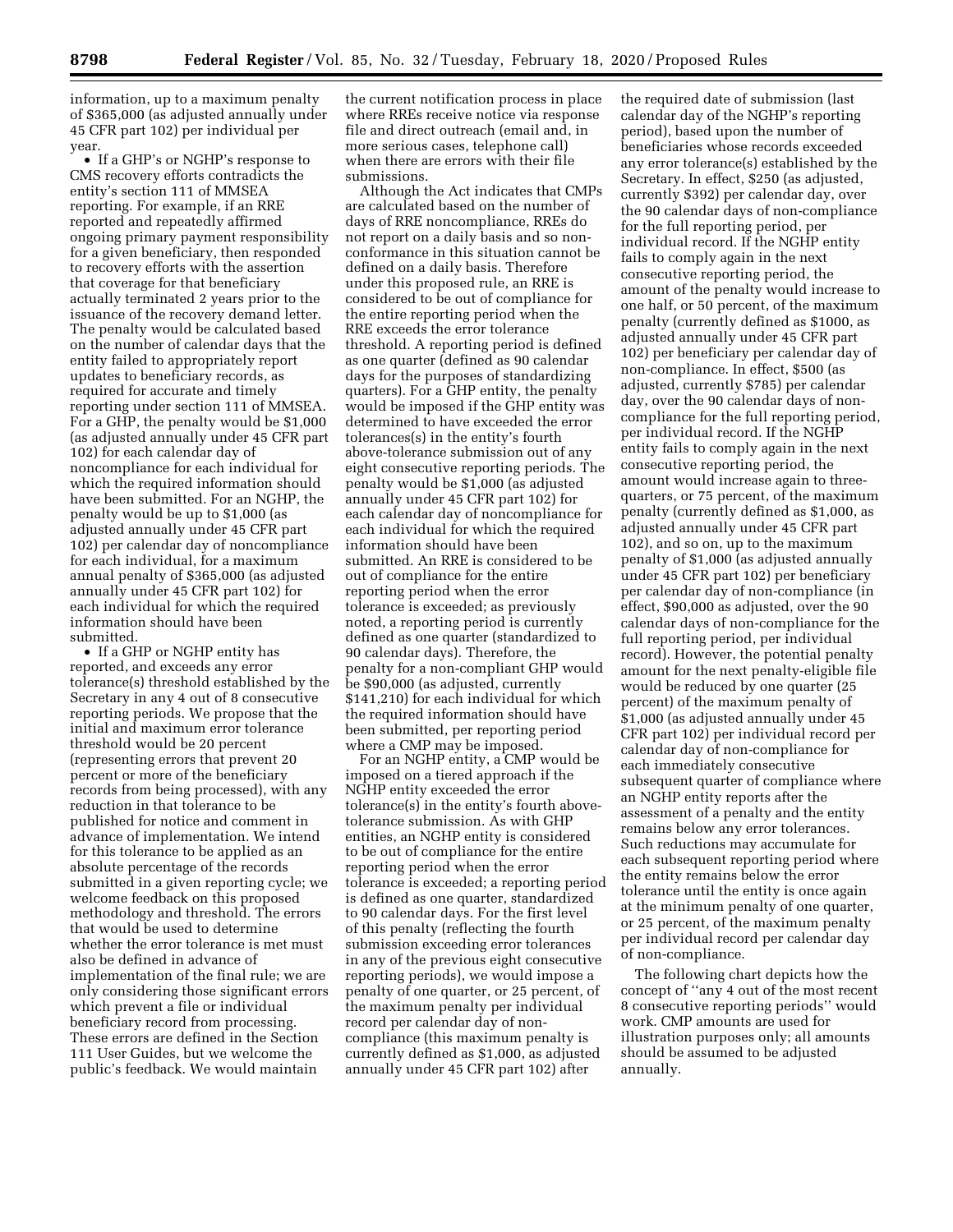information, up to a maximum penalty of $365,000 (as adjusted annually under 45 CFR part 102) per individual per year.

- If a GHP's or NGHP's response to CMS recovery efforts contradicts the entity's section 111 of MMSEA reporting. For example, if an RRE reported and repeatedly affirmed ongoing primary payment responsibility for a given beneficiary, then responded to recovery efforts with the assertion that coverage for that beneficiary actually terminated 2 years prior to the issuance of the recovery demand letter. The penalty would be calculated based on the number of calendar days that the entity failed to appropriately report updates to beneficiary records, as required for accurate and timely reporting under section 111 of MMSEA. For a GHP, the penalty would be $1,000 (as adjusted annually under 45 CFR part 102) for each calendar day of noncompliance for each individual for which the required information should have been submitted. For an NGHP, the penalty would be up to $1,000 (as adjusted annually under 45 CFR part 102) per calendar day of noncompliance for each individual, for a maximum annual penalty of $365,000 (as adjusted annually under 45 CFR part 102) for each individual for which the required information should have been submitted.
- If a GHP or NGHP entity has reported, and exceeds any error tolerance(s) threshold established by the Secretary in any 4 out of 8 consecutive reporting periods. We propose that the initial and maximum error tolerance threshold would be 20 percent (representing errors that prevent 20 percent or more of the beneficiary records from being processed), with any reduction in that tolerance to be published for notice and comment in advance of implementation. We intend for this tolerance to be applied as an absolute percentage of the records submitted in a given reporting cycle; we welcome feedback on this proposed methodology and threshold. The errors that would be used to determine whether the error tolerance is met must also be defined in advance of implementation of the final rule; we are only considering those significant errors which prevent a file or individual beneficiary record from processing. These errors are defined in the Section 111 User Guides, but we welcome the public's feedback. We would maintain the current notification process in place where RREs receive notice via response file and direct outreach (email and, in more serious cases, telephone call) when there are errors with their file submissions.

Although the Act indicates that CMPs are calculated based on the number of days of RRE noncompliance, RREs do not report on a daily basis and so non-conformance in this situation cannot be defined on a daily basis. Therefore under this proposed rule, an RRE is considered to be out of compliance for the entire reporting period when the RRE exceeds the error tolerance threshold. A reporting period is defined as one quarter (defined as 90 calendar days for the purposes of standardizing quarters). For a GHP entity, the penalty would be imposed if the GHP entity was determined to have exceeded the error tolerances(s) in the entity's fourth above-tolerance submission out of any eight consecutive reporting periods. The penalty would be $1,000 (as adjusted annually under 45 CFR part 102) for each calendar day of noncompliance for each individual for which the required information should have been submitted. An RRE is considered to be out of compliance for the entire reporting period when the error tolerance is exceeded; as previously noted, a reporting period is currently defined as one quarter (standardized to 90 calendar days). Therefore, the penalty for a non-compliant GHP would be $90,000 (as adjusted, currently $141,210) for each individual for which the required information should have been submitted, per reporting period where a CMP may be imposed.

For an NGHP entity, a CMP would be imposed on a tiered approach if the NGHP entity exceeded the error tolerance(s) in the entity's fourth above-tolerance submission. As with GHP entities, an NGHP entity is considered to be out of compliance for the entire reporting period when the error tolerance is exceeded; a reporting period is defined as one quarter, standardized to 90 calendar days. For the first level of this penalty (reflecting the fourth submission exceeding error tolerances in any of the previous eight consecutive reporting periods), we would impose a penalty of one quarter, or 25 percent, of the maximum penalty per individual record per calendar day of non-compliance (this maximum penalty is currently defined as $1,000, as adjusted annually under 45 CFR part 102) after the required date of submission (last calendar day of the NGHP's reporting period), based upon the number of beneficiaries whose records exceeded any error tolerance(s) established by the Secretary. In effect, $250 (as adjusted, currently $392) per calendar day, over the 90 calendar days of non-compliance for the full reporting period, per individual record. If the NGHP entity fails to comply again in the next consecutive reporting period, the amount of the penalty would increase to one half, or 50 percent, of the maximum penalty (currently defined as $1000, as adjusted annually under 45 CFR part 102) per beneficiary per calendar day of non-compliance. In effect, $500 (as adjusted, currently $785) per calendar day, over the 90 calendar days of non-compliance for the full reporting period, per individual record. If the NGHP entity fails to comply again in the next consecutive reporting period, the amount would increase again to three-quarters, or 75 percent, of the maximum penalty (currently defined as $1,000, as adjusted annually under 45 CFR part 102), and so on, up to the maximum penalty of $1,000 (as adjusted annually under 45 CFR part 102) per beneficiary per calendar day of non-compliance (in effect, $90,000 as adjusted, over the 90 calendar days of non-compliance for the full reporting period, per individual record). However, the potential penalty amount for the next penalty-eligible file would be reduced by one quarter (25 percent) of the maximum penalty of $1,000 (as adjusted annually under 45 CFR part 102) per individual record per calendar day of non-compliance for each immediately consecutive subsequent quarter of compliance where an NGHP entity reports after the assessment of a penalty and the entity remains below any error tolerances. Such reductions may accumulate for each subsequent reporting period where the entity remains below the error tolerance until the entity is once again at the minimum penalty of one quarter, or 25 percent, of the maximum penalty per individual record per calendar day of non-compliance.

The following chart depicts how the concept of "any 4 out of the most recent 8 consecutive reporting periods" would work. CMP amounts are used for illustration purposes only; all amounts should be assumed to be adjusted annually.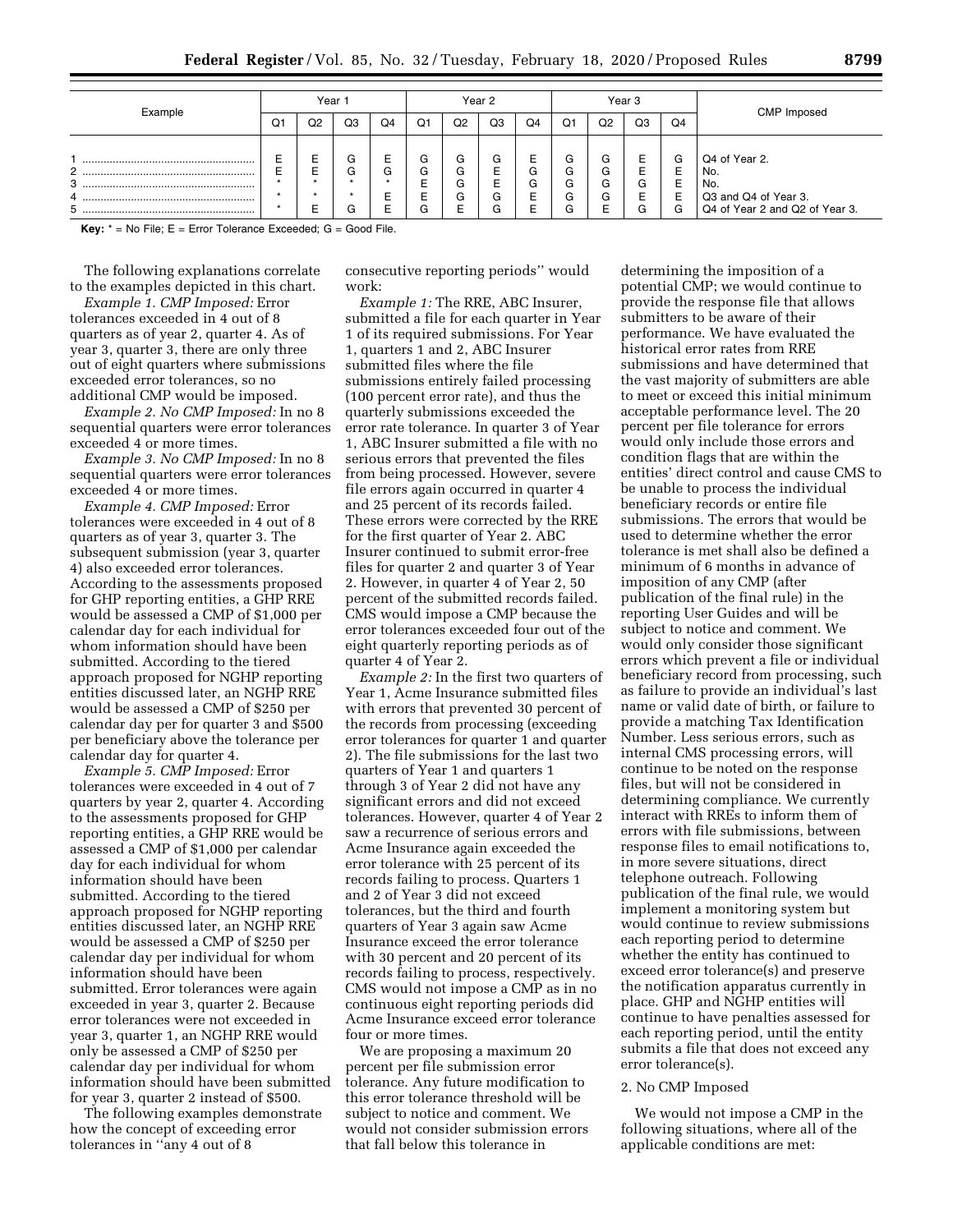| Example | Year 1 | | | | Year 2 | | | | Year 3 | | | | CMP Imposed |
|---|---|---|---|---|---|---|---|---|---|---|---|---|---|
| | Q1 | Q2 | Q3 | Q4 | Q1 | Q2 | Q3 | Q4 | Q1 | Q2 | Q3 | Q4 | |
| 1 | E | E | G | E | G | G | G | E | G | G | E | G | Q4 of Year 2. |
| 2 | E | E | G | G | G | G | E | G | G | G | E | E | No. |
| 3 | * | * | * | * | E | G | E | G | G | G | G | E | No. |
| 4 | * | * | * | E | E | G | G | E | G | G | E | E | Q3 and Q4 of Year 3. |
| 5 | * | E | G | E | G | E | G | E | G | E | G | G | Q4 of Year 2 and Q2 of Year 3. |

**Key:** * = No File; E = Error Tolerance Exceeded; G = Good File.

The following explanations correlate to the examples depicted in this chart.

*Example 1. CMP Imposed:* Error tolerances exceeded in 4 out of 8 quarters as of year 2, quarter 4. As of year 3, quarter 3, there are only three out of eight quarters where submissions exceeded error tolerances, so no additional CMP would be imposed.

*Example 2. No CMP Imposed:* In no 8 sequential quarters were error tolerances exceeded 4 or more times.

*Example 3. No CMP Imposed:* In no 8 sequential quarters were error tolerances exceeded 4 or more times.

*Example 4. CMP Imposed:* Error tolerances were exceeded in 4 out of 8 quarters as of year 3, quarter 3. The subsequent submission (year 3, quarter 4) also exceeded error tolerances. According to the assessments proposed for GHP reporting entities, a GHP RRE would be assessed a CMP of $1,000 per calendar day for each individual for whom information should have been submitted. According to the tiered approach proposed for NGHP reporting entities discussed later, an NGHP RRE would be assessed a CMP of $250 per calendar day per for quarter 3 and $500 per beneficiary above the tolerance per calendar day for quarter 4.

*Example 5. CMP Imposed:* Error tolerances were exceeded in 4 out of 7 quarters by year 2, quarter 4. According to the assessments proposed for GHP reporting entities, a GHP RRE would be assessed a CMP of $1,000 per calendar day for each individual for whom information should have been submitted. According to the tiered approach proposed for NGHP reporting entities discussed later, an NGHP RRE would be assessed a CMP of $250 per calendar day per individual for whom information should have been submitted. Error tolerances were again exceeded in year 3, quarter 2. Because error tolerances were not exceeded in year 3, quarter 1, an NGHP RRE would only be assessed a CMP of $250 per calendar day per individual for whom information should have been submitted for year 3, quarter 2 instead of $500.

The following examples demonstrate how the concept of exceeding error tolerances in "any 4 out of 8 consecutive reporting periods" would work:

*Example 1:* The RRE, ABC Insurer, submitted a file for each quarter in Year 1 of its required submissions. For Year 1, quarters 1 and 2, ABC Insurer submitted files where the file submissions entirely failed processing (100 percent error rate), and thus the quarterly submissions exceeded the error rate tolerance. In quarter 3 of Year 1, ABC Insurer submitted a file with no serious errors that prevented the files from being processed. However, severe file errors again occurred in quarter 4 and 25 percent of its records failed. These errors were corrected by the RRE for the first quarter of Year 2. ABC Insurer continued to submit error-free files for quarter 2 and quarter 3 of Year 2. However, in quarter 4 of Year 2, 50 percent of the submitted records failed. CMS would impose a CMP because the error tolerances exceeded four out of the eight quarterly reporting periods as of quarter 4 of Year 2.

*Example 2:* In the first two quarters of Year 1, Acme Insurance submitted files with errors that prevented 30 percent of the records from processing (exceeding error tolerances for quarter 1 and quarter 2). The file submissions for the last two quarters of Year 1 and quarters 1 through 3 of Year 2 did not have any significant errors and did not exceed tolerances. However, quarter 4 of Year 2 saw a recurrence of serious errors and Acme Insurance again exceeded the error tolerance with 25 percent of its records failing to process. Quarters 1 and 2 of Year 3 did not exceed tolerances, but the third and fourth quarters of Year 3 again saw Acme Insurance exceed the error tolerance with 30 percent and 20 percent of its records failing to process, respectively. CMS would not impose a CMP as in no continuous eight reporting periods did Acme Insurance exceed error tolerance four or more times.

We are proposing a maximum 20 percent per file submission error tolerance. Any future modification to this error tolerance threshold will be subject to notice and comment. We would not consider submission errors that fall below this tolerance in determining the imposition of a potential CMP; we would continue to provide the response file that allows submitters to be aware of their performance. We have evaluated the historical error rates from RRE submissions and have determined that the vast majority of submitters are able to meet or exceed this initial minimum acceptable performance level. The 20 percent per file tolerance for errors would only include those errors and condition flags that are within the entities' direct control and cause CMS to be unable to process the individual beneficiary records or entire file submissions. The errors that would be used to determine whether the error tolerance is met shall also be defined a minimum of 6 months in advance of imposition of any CMP (after publication of the final rule) in the reporting User Guides and will be subject to notice and comment. We would only consider those significant errors which prevent a file or individual beneficiary record from processing, such as failure to provide an individual's last name or valid date of birth, or failure to provide a matching Tax Identification Number. Less serious errors, such as internal CMS processing errors, will continue to be noted on the response files, but will not be considered in determining compliance. We currently interact with RREs to inform them of errors with file submissions, between response files to email notifications to, in more severe situations, direct telephone outreach. Following publication of the final rule, we would implement a monitoring system but would continue to review submissions each reporting period to determine whether the entity has continued to exceed error tolerance(s) and preserve the notification apparatus currently in place. GHP and NGHP entities will continue to have penalties assessed for each reporting period, until the entity submits a file that does not exceed any error tolerance(s).

2. No CMP Imposed

We would not impose a CMP in the following situations, where all of the applicable conditions are met: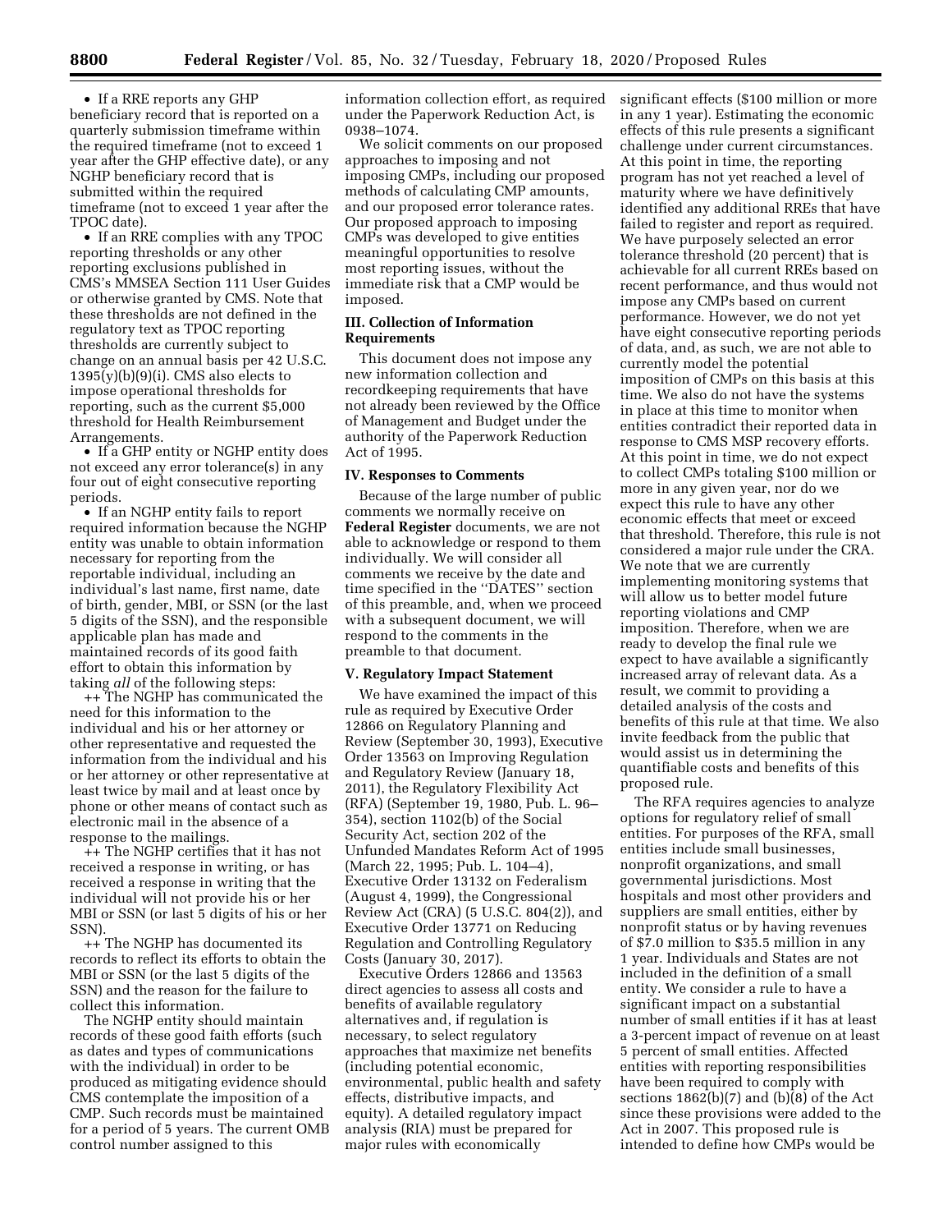- If a RRE reports any GHP beneficiary record that is reported on a quarterly submission timeframe within the required timeframe (not to exceed 1 year after the GHP effective date), or any NGHP beneficiary record that is submitted within the required timeframe (not to exceed 1 year after the TPOC date).
- If an RRE complies with any TPOC reporting thresholds or any other reporting exclusions published in CMS's MMSEA Section 111 User Guides or otherwise granted by CMS. Note that these thresholds are not defined in the regulatory text as TPOC reporting thresholds are currently subject to change on an annual basis per 42 U.S.C. 1395(y)(b)(9)(i). CMS also elects to impose operational thresholds for reporting, such as the current $5,000 threshold for Health Reimbursement Arrangements.
- If a GHP entity or NGHP entity does not exceed any error tolerance(s) in any four out of eight consecutive reporting periods.
- If an NGHP entity fails to report required information because the NGHP entity was unable to obtain information necessary for reporting from the reportable individual, including an individual's last name, first name, date of birth, gender, MBI, or SSN (or the last 5 digits of the SSN), and the responsible applicable plan has made and maintained records of its good faith effort to obtain this information by taking *all* of the following steps:

++ The NGHP has communicated the need for this information to the individual and his or her attorney or other representative and requested the information from the individual and his or her attorney or other representative at least twice by mail and at least once by phone or other means of contact such as electronic mail in the absence of a response to the mailings.

++ The NGHP certifies that it has not received a response in writing, or has received a response in writing that the individual will not provide his or her MBI or SSN (or last 5 digits of his or her SSN).

++ The NGHP has documented its records to reflect its efforts to obtain the MBI or SSN (or the last 5 digits of the SSN) and the reason for the failure to collect this information.

The NGHP entity should maintain records of these good faith efforts (such as dates and types of communications with the individual) in order to be produced as mitigating evidence should CMS contemplate the imposition of a CMP. Such records must be maintained for a period of 5 years. The current OMB control number assigned to this information collection effort, as required under the Paperwork Reduction Act, is 0938–1074.

We solicit comments on our proposed approaches to imposing and not imposing CMPs, including our proposed methods of calculating CMP amounts, and our proposed error tolerance rates. Our proposed approach to imposing CMPs was developed to give entities meaningful opportunities to resolve most reporting issues, without the immediate risk that a CMP would be imposed.

## III. Collection of Information Requirements

This document does not impose any new information collection and recordkeeping requirements that have not already been reviewed by the Office of Management and Budget under the authority of the Paperwork Reduction Act of 1995.

## IV. Responses to Comments

Because of the large number of public comments we normally receive on **Federal Register** documents, we are not able to acknowledge or respond to them individually. We will consider all comments we receive by the date and time specified in the ''DATES'' section of this preamble, and, when we proceed with a subsequent document, we will respond to the comments in the preamble to that document.

## V. Regulatory Impact Statement

We have examined the impact of this rule as required by Executive Order 12866 on Regulatory Planning and Review (September 30, 1993), Executive Order 13563 on Improving Regulation and Regulatory Review (January 18, 2011), the Regulatory Flexibility Act (RFA) (September 19, 1980, Pub. L. 96–354), section 1102(b) of the Social Security Act, section 202 of the Unfunded Mandates Reform Act of 1995 (March 22, 1995; Pub. L. 104–4), Executive Order 13132 on Federalism (August 4, 1999), the Congressional Review Act (CRA) (5 U.S.C. 804(2)), and Executive Order 13771 on Reducing Regulation and Controlling Regulatory Costs (January 30, 2017).

Executive Orders 12866 and 13563 direct agencies to assess all costs and benefits of available regulatory alternatives and, if regulation is necessary, to select regulatory approaches that maximize net benefits (including potential economic, environmental, public health and safety effects, distributive impacts, and equity). A detailed regulatory impact analysis (RIA) must be prepared for major rules with economically significant effects ($100 million or more in any 1 year). Estimating the economic effects of this rule presents a significant challenge under current circumstances. At this point in time, the reporting program has not yet reached a level of maturity where we have definitively identified any additional RREs that have failed to register and report as required. We have purposely selected an error tolerance threshold (20 percent) that is achievable for all current RREs based on recent performance, and thus would not impose any CMPs based on current performance. However, we do not yet have eight consecutive reporting periods of data, and, as such, we are not able to currently model the potential imposition of CMPs on this basis at this time. We also do not have the systems in place at this time to monitor when entities contradict their reported data in response to CMS MSP recovery efforts. At this point in time, we do not expect to collect CMPs totaling $100 million or more in any given year, nor do we expect this rule to have any other economic effects that meet or exceed that threshold. Therefore, this rule is not considered a major rule under the CRA. We note that we are currently implementing monitoring systems that will allow us to better model future reporting violations and CMP imposition. Therefore, when we are ready to develop the final rule we expect to have available a significantly increased array of relevant data. As a result, we commit to providing a detailed analysis of the costs and benefits of this rule at that time. We also invite feedback from the public that would assist us in determining the quantifiable costs and benefits of this proposed rule.

The RFA requires agencies to analyze options for regulatory relief of small entities. For purposes of the RFA, small entities include small businesses, nonprofit organizations, and small governmental jurisdictions. Most hospitals and most other providers and suppliers are small entities, either by nonprofit status or by having revenues of $7.0 million to $35.5 million in any 1 year. Individuals and States are not included in the definition of a small entity. We consider a rule to have a significant impact on a substantial number of small entities if it has at least a 3-percent impact of revenue on at least 5 percent of small entities. Affected entities with reporting responsibilities have been required to comply with sections 1862(b)(7) and (b)(8) of the Act since these provisions were added to the Act in 2007. This proposed rule is intended to define how CMPs would be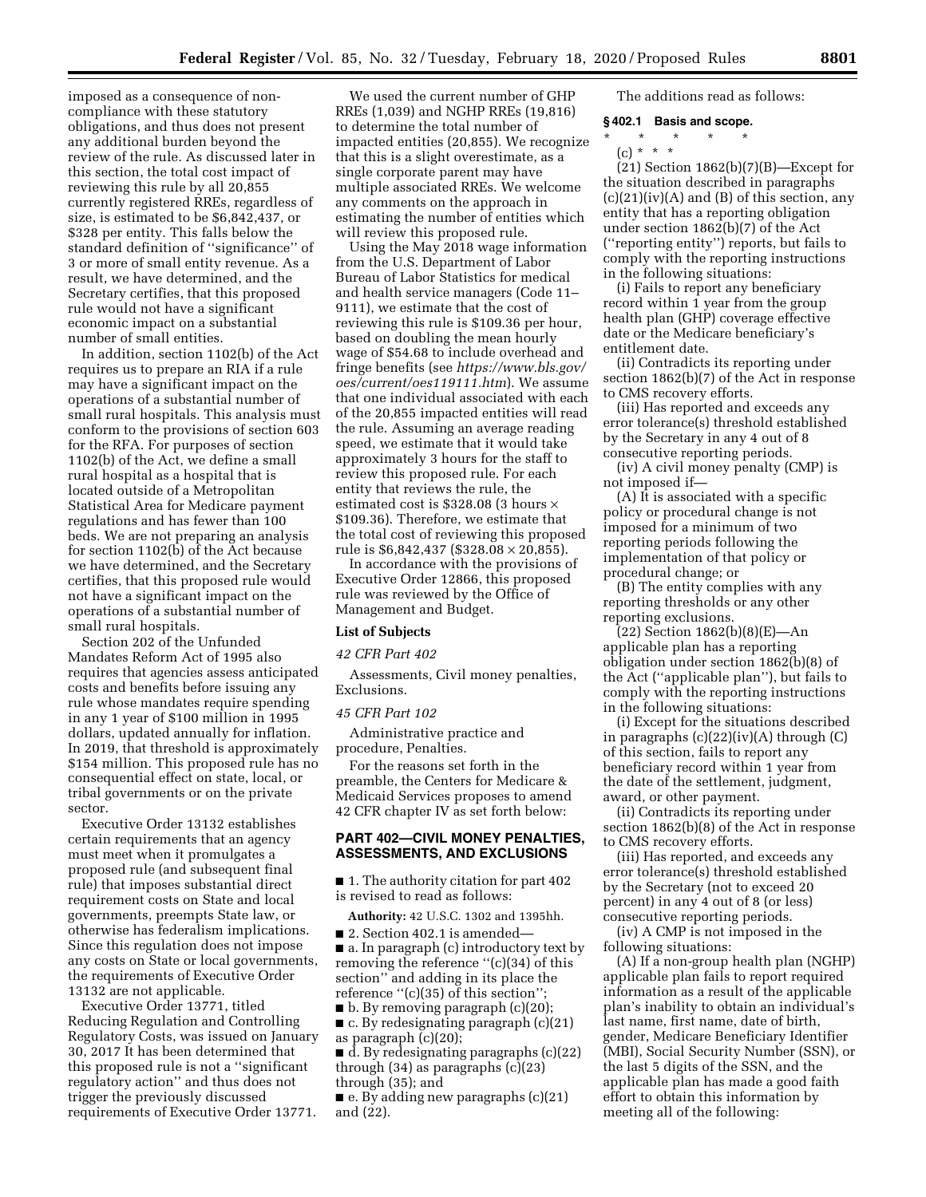imposed as a consequence of non-compliance with these statutory obligations, and thus does not present any additional burden beyond the review of the rule. As discussed later in this section, the total cost impact of reviewing this rule by all 20,855 currently registered RREs, regardless of size, is estimated to be $6,842,437, or $328 per entity. This falls below the standard definition of ''significance'' of 3 or more of small entity revenue. As a result, we have determined, and the Secretary certifies, that this proposed rule would not have a significant economic impact on a substantial number of small entities.

In addition, section 1102(b) of the Act requires us to prepare an RIA if a rule may have a significant impact on the operations of a substantial number of small rural hospitals. This analysis must conform to the provisions of section 603 for the RFA. For purposes of section 1102(b) of the Act, we define a small rural hospital as a hospital that is located outside of a Metropolitan Statistical Area for Medicare payment regulations and has fewer than 100 beds. We are not preparing an analysis for section 1102(b) of the Act because we have determined, and the Secretary certifies, that this proposed rule would not have a significant impact on the operations of a substantial number of small rural hospitals.

Section 202 of the Unfunded Mandates Reform Act of 1995 also requires that agencies assess anticipated costs and benefits before issuing any rule whose mandates require spending in any 1 year of $100 million in 1995 dollars, updated annually for inflation. In 2019, that threshold is approximately $154 million. This proposed rule has no consequential effect on state, local, or tribal governments or on the private sector.

Executive Order 13132 establishes certain requirements that an agency must meet when it promulgates a proposed rule (and subsequent final rule) that imposes substantial direct requirement costs on State and local governments, preempts State law, or otherwise has federalism implications. Since this regulation does not impose any costs on State or local governments, the requirements of Executive Order 13132 are not applicable.

Executive Order 13771, titled Reducing Regulation and Controlling Regulatory Costs, was issued on January 30, 2017 It has been determined that this proposed rule is not a ''significant regulatory action'' and thus does not trigger the previously discussed requirements of Executive Order 13771.

We used the current number of GHP RREs (1,039) and NGHP RREs (19,816) to determine the total number of impacted entities (20,855). We recognize that this is a slight overestimate, as a single corporate parent may have multiple associated RREs. We welcome any comments on the approach in estimating the number of entities which will review this proposed rule.

Using the May 2018 wage information from the U.S. Department of Labor Bureau of Labor Statistics for medical and health service managers (Code 11–9111), we estimate that the cost of reviewing this rule is $109.36 per hour, based on doubling the mean hourly wage of $54.68 to include overhead and fringe benefits (see *https://www.bls.gov/oes/current/oes119111.htm*). We assume that one individual associated with each of the 20,855 impacted entities will read the rule. Assuming an average reading speed, we estimate that it would take approximately 3 hours for the staff to review this proposed rule. For each entity that reviews the rule, the estimated cost is $328.08 (3 hours × $109.36). Therefore, we estimate that the total cost of reviewing this proposed rule is $6,842,437 ($328.08 × 20,855).

In accordance with the provisions of Executive Order 12866, this proposed rule was reviewed by the Office of Management and Budget.

## List of Subjects

*42 CFR Part 402*

Assessments, Civil money penalties, Exclusions.

*45 CFR Part 102*

Administrative practice and procedure, Penalties.

For the reasons set forth in the preamble, the Centers for Medicare & Medicaid Services proposes to amend 42 CFR chapter IV as set forth below:

## PART 402—CIVIL MONEY PENALTIES, ASSESSMENTS, AND EXCLUSIONS

■ 1. The authority citation for part 402 is revised to read as follows:

**Authority:** 42 U.S.C. 1302 and 1395hh.

■ 2. Section 402.1 is amended—

■ a. In paragraph (c) introductory text by removing the reference ''(c)(34) of this section'' and adding in its place the reference ''(c)(35) of this section'';

■ b. By removing paragraph (c)(20);

■ c. By redesignating paragraph (c)(21) as paragraph (c)(20);

■ d. By redesignating paragraphs (c)(22) through (34) as paragraphs (c)(23) through (35); and

■ e. By adding new paragraphs (c)(21) and (22).

The additions read as follows:

### § 402.1 Basis and scope.

\* \* \* \* \*

(c) \* \* \*

(21) Section 1862(b)(7)(B)—Except for the situation described in paragraphs (c)(21)(iv)(A) and (B) of this section, any entity that has a reporting obligation under section 1862(b)(7) of the Act (''reporting entity'') reports, but fails to comply with the reporting instructions in the following situations:

(i) Fails to report any beneficiary record within 1 year from the group health plan (GHP) coverage effective date or the Medicare beneficiary's entitlement date.

(ii) Contradicts its reporting under section 1862(b)(7) of the Act in response to CMS recovery efforts.

(iii) Has reported and exceeds any error tolerance(s) threshold established by the Secretary in any 4 out of 8 consecutive reporting periods.

(iv) A civil money penalty (CMP) is not imposed if—

(A) It is associated with a specific policy or procedural change is not imposed for a minimum of two reporting periods following the implementation of that policy or procedural change; or

(B) The entity complies with any reporting thresholds or any other reporting exclusions.

(22) Section 1862(b)(8)(E)—An applicable plan has a reporting obligation under section 1862(b)(8) of the Act (''applicable plan''), but fails to comply with the reporting instructions in the following situations:

(i) Except for the situations described in paragraphs (c)(22)(iv)(A) through (C) of this section, fails to report any beneficiary record within 1 year from the date of the settlement, judgment, award, or other payment.

(ii) Contradicts its reporting under section 1862(b)(8) of the Act in response to CMS recovery efforts.

(iii) Has reported, and exceeds any error tolerance(s) threshold established by the Secretary (not to exceed 20 percent) in any 4 out of 8 (or less) consecutive reporting periods.

(iv) A CMP is not imposed in the following situations:

(A) If a non-group health plan (NGHP) applicable plan fails to report required information as a result of the applicable plan's inability to obtain an individual's last name, first name, date of birth, gender, Medicare Beneficiary Identifier (MBI), Social Security Number (SSN), or the last 5 digits of the SSN, and the applicable plan has made a good faith effort to obtain this information by meeting all of the following: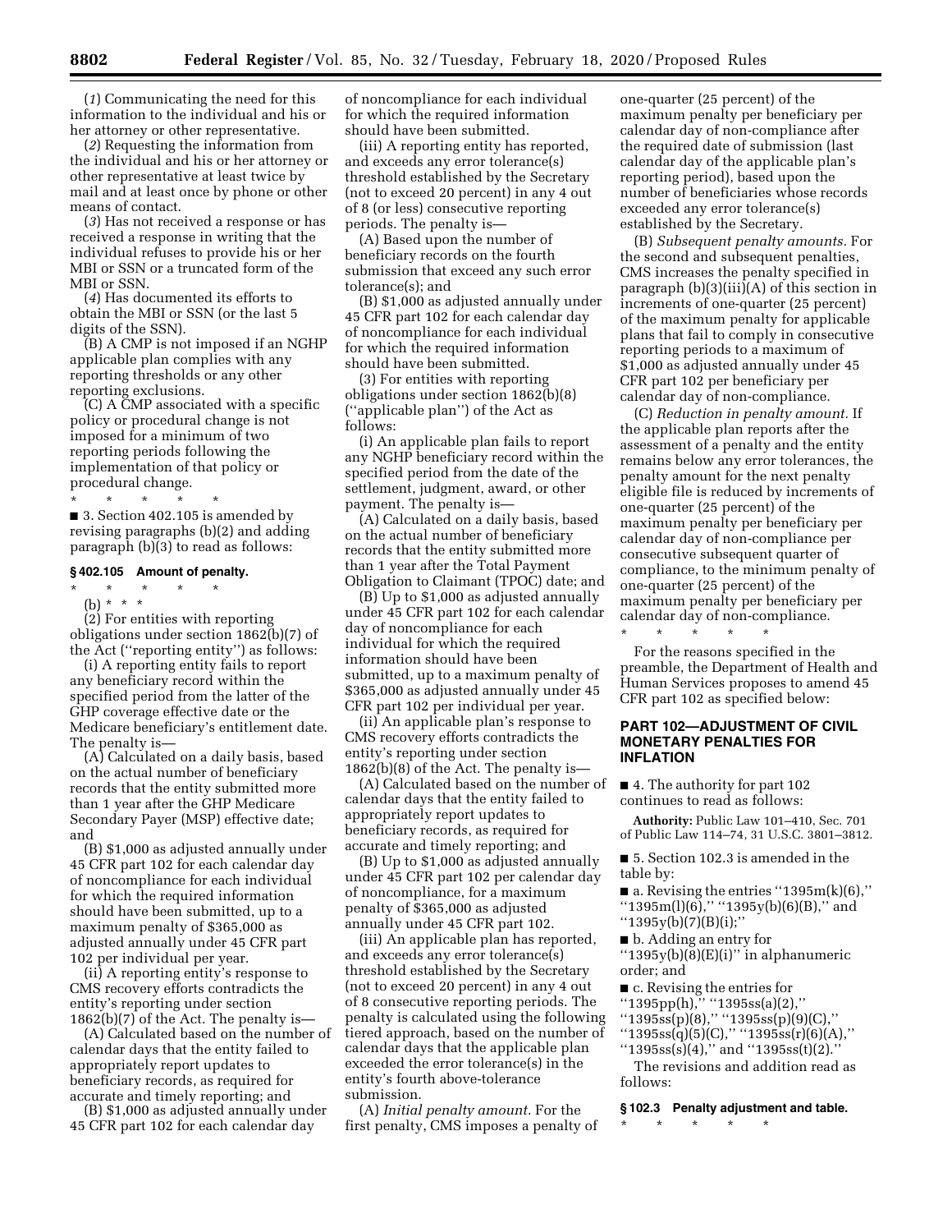(*1*) Communicating the need for this information to the individual and his or her attorney or other representative.

(*2*) Requesting the information from the individual and his or her attorney or other representative at least twice by mail and at least once by phone or other means of contact.

(*3*) Has not received a response or has received a response in writing that the individual refuses to provide his or her MBI or SSN or a truncated form of the MBI or SSN.

(*4*) Has documented its efforts to obtain the MBI or SSN (or the last 5 digits of the SSN).

(B) A CMP is not imposed if an NGHP applicable plan complies with any reporting thresholds or any other reporting exclusions.

(C) A CMP associated with a specific policy or procedural change is not imposed for a minimum of two reporting periods following the implementation of that policy or procedural change.

\* \* \* \* \*

■ 3. Section 402.105 is amended by revising paragraphs (b)(2) and adding paragraph (b)(3) to read as follows:

## § 402.105 Amount of penalty.

\* \* \* \* \*

(b) \* \* \*

(2) For entities with reporting obligations under section 1862(b)(7) of the Act (''reporting entity'') as follows:

(i) A reporting entity fails to report any beneficiary record within the specified period from the latter of the GHP coverage effective date or the Medicare beneficiary's entitlement date. The penalty is—

(A) Calculated on a daily basis, based on the actual number of beneficiary records that the entity submitted more than 1 year after the GHP Medicare Secondary Payer (MSP) effective date; and

(B) $1,000 as adjusted annually under 45 CFR part 102 for each calendar day of noncompliance for each individual for which the required information should have been submitted, up to a maximum penalty of $365,000 as adjusted annually under 45 CFR part 102 per individual per year.

(ii) A reporting entity's response to CMS recovery efforts contradicts the entity's reporting under section 1862(b)(7) of the Act. The penalty is—

(A) Calculated based on the number of calendar days that the entity failed to appropriately report updates to beneficiary records, as required for accurate and timely reporting; and

(B) $1,000 as adjusted annually under 45 CFR part 102 for each calendar day of noncompliance for each individual for which the required information should have been submitted.

(iii) A reporting entity has reported, and exceeds any error tolerance(s) threshold established by the Secretary (not to exceed 20 percent) in any 4 out of 8 (or less) consecutive reporting periods. The penalty is—

(A) Based upon the number of beneficiary records on the fourth submission that exceed any such error tolerance(s); and

(B) $1,000 as adjusted annually under 45 CFR part 102 for each calendar day of noncompliance for each individual for which the required information should have been submitted.

(3) For entities with reporting obligations under section 1862(b)(8) (''applicable plan'') of the Act as follows:

(i) An applicable plan fails to report any NGHP beneficiary record within the specified period from the date of the settlement, judgment, award, or other payment. The penalty is—

(A) Calculated on a daily basis, based on the actual number of beneficiary records that the entity submitted more than 1 year after the Total Payment Obligation to Claimant (TPOC) date; and

(B) Up to $1,000 as adjusted annually under 45 CFR part 102 for each calendar day of noncompliance for each individual for which the required information should have been submitted, up to a maximum penalty of $365,000 as adjusted annually under 45 CFR part 102 per individual per year.

(ii) An applicable plan's response to CMS recovery efforts contradicts the entity's reporting under section 1862(b)(8) of the Act. The penalty is—

(A) Calculated based on the number of calendar days that the entity failed to appropriately report updates to beneficiary records, as required for accurate and timely reporting; and

(B) Up to $1,000 as adjusted annually under 45 CFR part 102 per calendar day of noncompliance, for a maximum penalty of $365,000 as adjusted annually under 45 CFR part 102.

(iii) An applicable plan has reported, and exceeds any error tolerance(s) threshold established by the Secretary (not to exceed 20 percent) in any 4 out of 8 consecutive reporting periods. The penalty is calculated using the following tiered approach, based on the number of calendar days that the applicable plan exceeded the error tolerance(s) in the entity's fourth above-tolerance submission.

(A) *Initial penalty amount.* For the first penalty, CMS imposes a penalty of one-quarter (25 percent) of the maximum penalty per beneficiary per calendar day of non-compliance after the required date of submission (last calendar day of the applicable plan's reporting period), based upon the number of beneficiaries whose records exceeded any error tolerance(s) established by the Secretary.

(B) *Subsequent penalty amounts.* For the second and subsequent penalties, CMS increases the penalty specified in paragraph (b)(3)(iii)(A) of this section in increments of one-quarter (25 percent) of the maximum penalty for applicable plans that fail to comply in consecutive reporting periods to a maximum of $1,000 as adjusted annually under 45 CFR part 102 per beneficiary per calendar day of non-compliance.

(C) *Reduction in penalty amount.* If the applicable plan reports after the assessment of a penalty and the entity remains below any error tolerances, the penalty amount for the next penalty eligible file is reduced by increments of one-quarter (25 percent) of the maximum penalty per beneficiary per calendar day of non-compliance per consecutive subsequent quarter of compliance, to the minimum penalty of one-quarter (25 percent) of the maximum penalty per beneficiary per calendar day of non-compliance.

\* \* \* \* \*

For the reasons specified in the preamble, the Department of Health and Human Services proposes to amend 45 CFR part 102 as specified below:

## PART 102—ADJUSTMENT OF CIVIL MONETARY PENALTIES FOR INFLATION

■ 4. The authority for part 102 continues to read as follows:

**Authority:** Public Law 101–410, Sec. 701 of Public Law 114–74, 31 U.S.C. 3801–3812.

■ 5. Section 102.3 is amended in the table by:

■ a. Revising the entries ''1395m(k)(6),'' ''1395m(l)(6),'' ''1395y(b)(6)(B),'' and ''1395y(b)(7)(B)(i);''

■ b. Adding an entry for ''1395y(b)(8)(E)(i)'' in alphanumeric order; and

■ c. Revising the entries for ''1395pp(h),'' ''1395ss(a)(2),'' ''1395ss(p)(8),'' ''1395ss(p)(9)(C),'' ''1395ss(q)(5)(C),'' ''1395ss(r)(6)(A),'' ''1395ss(s)(4),'' and ''1395ss(t)(2).''

The revisions and addition read as follows:

## § 102.3 Penalty adjustment and table.

\* \* \* \* \*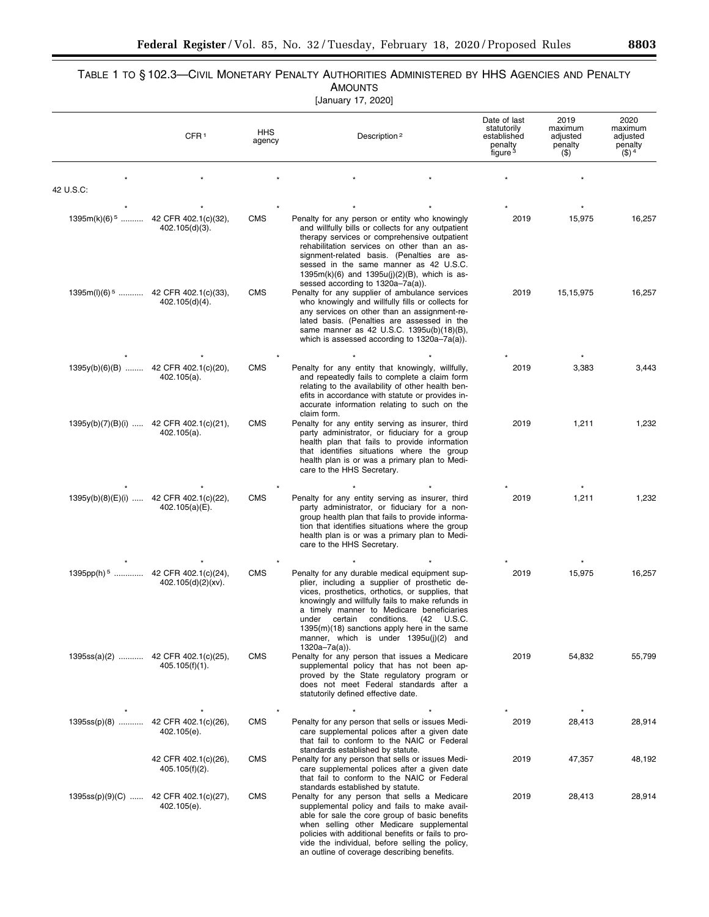TABLE 1 TO § 102.3—CIVIL MONETARY PENALTY AUTHORITIES ADMINISTERED BY HHS AGENCIES AND PENALTY AMOUNTS

[January 17, 2020]

| | CFR [1] | HHS agency | Description [2] | Date of last statutorily established penalty figure [3] | 2019 maximum adjusted penalty ($) | 2020 maximum adjusted penalty ($) [4] |
|---|---|---|---|---|---|---|
| * | * | * | * * | * | * | |
| 42 U.S.C: | | | | | | |
| * | * | * | * * | * | * | |
| 1395m(k)(6) [5] | 42 CFR 402.1(c)(32), 402.105(d)(3). | CMS | Penalty for any person or entity who knowingly and willfully bills or collects for any outpatient therapy services or comprehensive outpatient rehabilitation services on other than an assignment-related basis. (Penalties are assessed in the same manner as 42 U.S.C. 1395m(k)(6) and 1395u(j)(2)(B), which is assessed according to 1320a–7a(a)). | 2019 | 15,975 | 16,257 |
| 1395m(l)(6) [5] | 42 CFR 402.1(c)(33), 402.105(d)(4). | CMS | Penalty for any supplier of ambulance services who knowingly and willfully fills or collects for any services on other than an assignment-related basis. (Penalties are assessed in the same manner as 42 U.S.C. 1395u(b)(18)(B), which is assessed according to 1320a–7a(a)). | 2019 | 15,15,975 | 16,257 |
| * | * | * | * * | * | * | |
| 1395y(b)(6)(B) | 42 CFR 402.1(c)(20), 402.105(a). | CMS | Penalty for any entity that knowingly, willfully, and repeatedly fails to complete a claim form relating to the availability of other health benefits in accordance with statute or provides inaccurate information relating to such on the claim form. | 2019 | 3,383 | 3,443 |
| 1395y(b)(7)(B)(i) | 42 CFR 402.1(c)(21), 402.105(a). | CMS | Penalty for any entity serving as insurer, third party administrator, or fiduciary for a group health plan that fails to provide information that identifies situations where the group health plan is or was a primary plan to Medicare to the HHS Secretary. | 2019 | 1,211 | 1,232 |
| * | * | * | * * | * | * | |
| 1395y(b)(8)(E)(i) | 42 CFR 402.1(c)(22), 402.105(a)(E). | CMS | Penalty for any entity serving as insurer, third party administrator, or fiduciary for a non-group health plan that fails to provide information that identifies situations where the group health plan is or was a primary plan to Medicare to the HHS Secretary. | 2019 | 1,211 | 1,232 |
| * | * | * | * * | * | * | |
| 1395pp(h) [5] | 42 CFR 402.1(c)(24), 402.105(d)(2)(xv). | CMS | Penalty for any durable medical equipment supplier, including a supplier of prosthetic devices, prosthetics, orthotics, or supplies, that knowingly and willfully fails to make refunds in a timely manner to Medicare beneficiaries under certain conditions. (42 U.S.C. 1395(m)(18) sanctions apply here in the same manner, which is under 1395u(j)(2) and 1320a–7a(a)). | 2019 | 15,975 | 16,257 |
| 1395ss(a)(2) | 42 CFR 402.1(c)(25), 405.105(f)(1). | CMS | Penalty for any person that issues a Medicare supplemental policy that has not been approved by the State regulatory program or does not meet Federal standards after a statutorily defined effective date. | 2019 | 54,832 | 55,799 |
| * | * | * | * * | * | * | |
| 1395ss(p)(8) | 42 CFR 402.1(c)(26), 402.105(e). | CMS | Penalty for any person that sells or issues Medicare supplemental polices after a given date that fail to conform to the NAIC or Federal standards established by statute. | 2019 | 28,413 | 28,914 |
| | 42 CFR 402.1(c)(26), 405.105(f)(2). | CMS | Penalty for any person that sells or issues Medicare supplemental polices after a given date that fail to conform to the NAIC or Federal standards established by statute. | 2019 | 47,357 | 48,192 |
| 1395ss(p)(9)(C) | 42 CFR 402.1(c)(27), 402.105(e). | CMS | Penalty for any person that sells a Medicare supplemental policy and fails to make available for sale the core group of basic benefits when selling other Medicare supplemental policies with additional benefits or fails to provide the individual, before selling the policy, an outline of coverage describing benefits. | 2019 | 28,413 | 28,914 |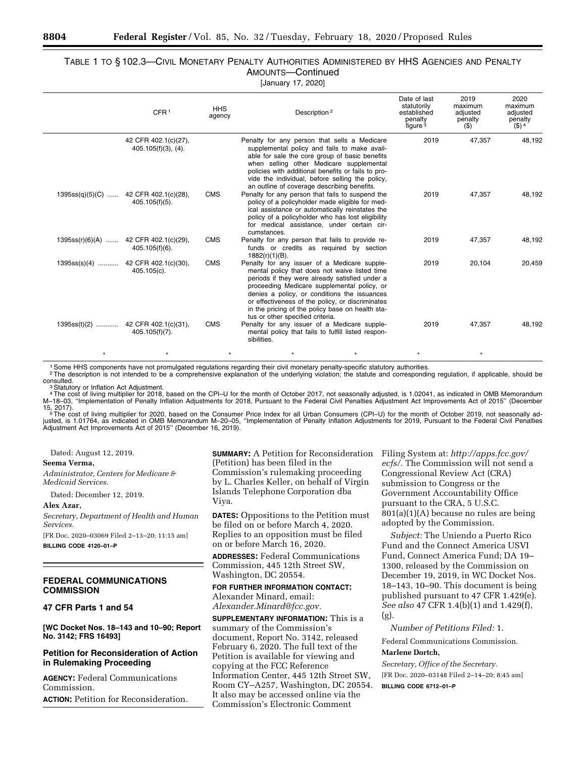### TABLE 1 TO § 102.3—CIVIL MONETARY PENALTY AUTHORITIES ADMINISTERED BY HHS AGENCIES AND PENALTY AMOUNTS—Continued

[January 17, 2020]

| | CFR [1] | HHS agency | Description [2] | Date of last statutorily established penalty figure [3] | 2019 maximum adjusted penalty ($) | 2020 maximum adjusted penalty ($) [4] |
|---|---|---|---|---|---|---|
| | 42 CFR 402.1(c)(27), 405.105(f)(3), (4). | | Penalty for any person that sells a Medicare supplemental policy and fails to make available for sale the core group of basic benefits when selling other Medicare supplemental policies with additional benefits or fails to provide the individual, before selling the policy, an outline of coverage describing benefits. | 2019 | 47,357 | 48,192 |
| 1395ss(q)(5)(C) ...... | 42 CFR 402.1(c)(28), 405.105(f)(5). | CMS | Penalty for any person that fails to suspend the policy of a policyholder made eligible for medical assistance or automatically reinstates the policy of a policyholder who has lost eligibility for medical assistance, under certain circumstances. | 2019 | 47,357 | 48,192 |
| 1395ss(r)(6)(A) ....... | 42 CFR 402.1(c)(29), 405.105(f)(6). | CMS | Penalty for any person that fails to provide refunds or credits as required by section 1882(r)(1)(B). | 2019 | 47,357 | 48,192 |
| 1395ss(s)(4) ........... | 42 CFR 402.1(c)(30), 405.105(c). | CMS | Penalty for any issuer of a Medicare supplemental policy that does not waive listed time periods if they were already satisfied under a proceeding Medicare supplemental policy, or denies a policy, or conditions the issuances or effectiveness of the policy, or discriminates in the pricing of the policy base on health status or other specified criteria. | 2019 | 20,104 | 20,459 |
| 1395ss(t)(2) ........... | 42 CFR 402.1(c)(31), 405.105(f)(7). | CMS | Penalty for any issuer of a Medicare supplemental policy that fails to fulfill listed responsibilities. | 2019 | 47,357 | 48,192 |
| * | * | * | * | * | * | * |

[1] Some HHS components have not promulgated regulations regarding their civil monetary penalty-specific statutory authorities.
[2] The description is not intended to be a comprehensive explanation of the underlying violation; the statute and corresponding regulation, if applicable, should be consulted.
[3] Statutory or Inflation Act Adjustment.
[4] The cost of living multiplier for 2018, based on the CPI–U for the month of October 2017, not seasonally adjusted, is 1.02041, as indicated in OMB Memorandum M–18–03, "Implementation of Penalty Inflation Adjustments for 2018, Pursuant to the Federal Civil Penalties Adjustment Act Improvements Act of 2015" (December 15, 2017).
[5] The cost of living multiplier for 2020, based on the Consumer Price Index for all Urban Consumers (CPI–U) for the month of October 2019, not seasonally adjusted, is 1.01764, as indicated in OMB Memorandum M–20–05, "Implementation of Penalty Inflation Adjustments for 2019, Pursuant to the Federal Civil Penalties Adjustment Act Improvements Act of 2015" (December 16, 2019).

Dated: August 12, 2019.

**Seema Verma,**

*Administrator, Centers for Medicare & Medicaid Services.*

Dated: December 12, 2019.

**Alex Azar,**

*Secretary, Department of Health and Human Services.*

[FR Doc. 2020–03069 Filed 2–13–20; 11:15 am]

**BILLING CODE 4120–01–P**

## FEDERAL COMMUNICATIONS COMMISSION

## 47 CFR Parts 1 and 54

**[WC Docket Nos. 18–143 and 10–90; Report No. 3142; FRS 16493]**

## Petition for Reconsideration of Action in Rulemaking Proceeding

**AGENCY:** Federal Communications Commission.

**ACTION:** Petition for Reconsideration.

**SUMMARY:** A Petition for Reconsideration (Petition) has been filed in the Commission's rulemaking proceeding by L. Charles Keller, on behalf of Virgin Islands Telephone Corporation dba Viya.

**DATES:** Oppositions to the Petition must be filed on or before March 4, 2020. Replies to an opposition must be filed on or before March 16, 2020.

**ADDRESSES:** Federal Communications Commission, 445 12th Street SW, Washington, DC 20554.

**FOR FURTHER INFORMATION CONTACT:** Alexander Minard, email: *Alexander.Minard@fcc.gov.*

**SUPPLEMENTARY INFORMATION:** This is a summary of the Commission's document, Report No. 3142, released February 6, 2020. The full text of the Petition is available for viewing and copying at the FCC Reference Information Center, 445 12th Street SW, Room CY–A257, Washington, DC 20554. It also may be accessed online via the Commission's Electronic Comment Filing System at: *http://apps.fcc.gov/ecfs/.* The Commission will not send a Congressional Review Act (CRA) submission to Congress or the Government Accountability Office pursuant to the CRA, 5 U.S.C. 801(a)(1)(A) because no rules are being adopted by the Commission.

*Subject:* The Uniendo a Puerto Rico Fund and the Connect America USVI Fund, Connect America Fund; DA 19–1300, released by the Commission on December 19, 2019, in WC Docket Nos. 18–143, 10–90. This document is being published pursuant to 47 CFR 1.429(e). *See also* 47 CFR 1.4(b)(1) and 1.429(f), (g).

*Number of Petitions Filed:* 1.

Federal Communications Commission.

**Marlene Dortch,**

*Secretary, Office of the Secretary.*

[FR Doc. 2020–03148 Filed 2–14–20; 8:45 am]

**BILLING CODE 6712–01–P**